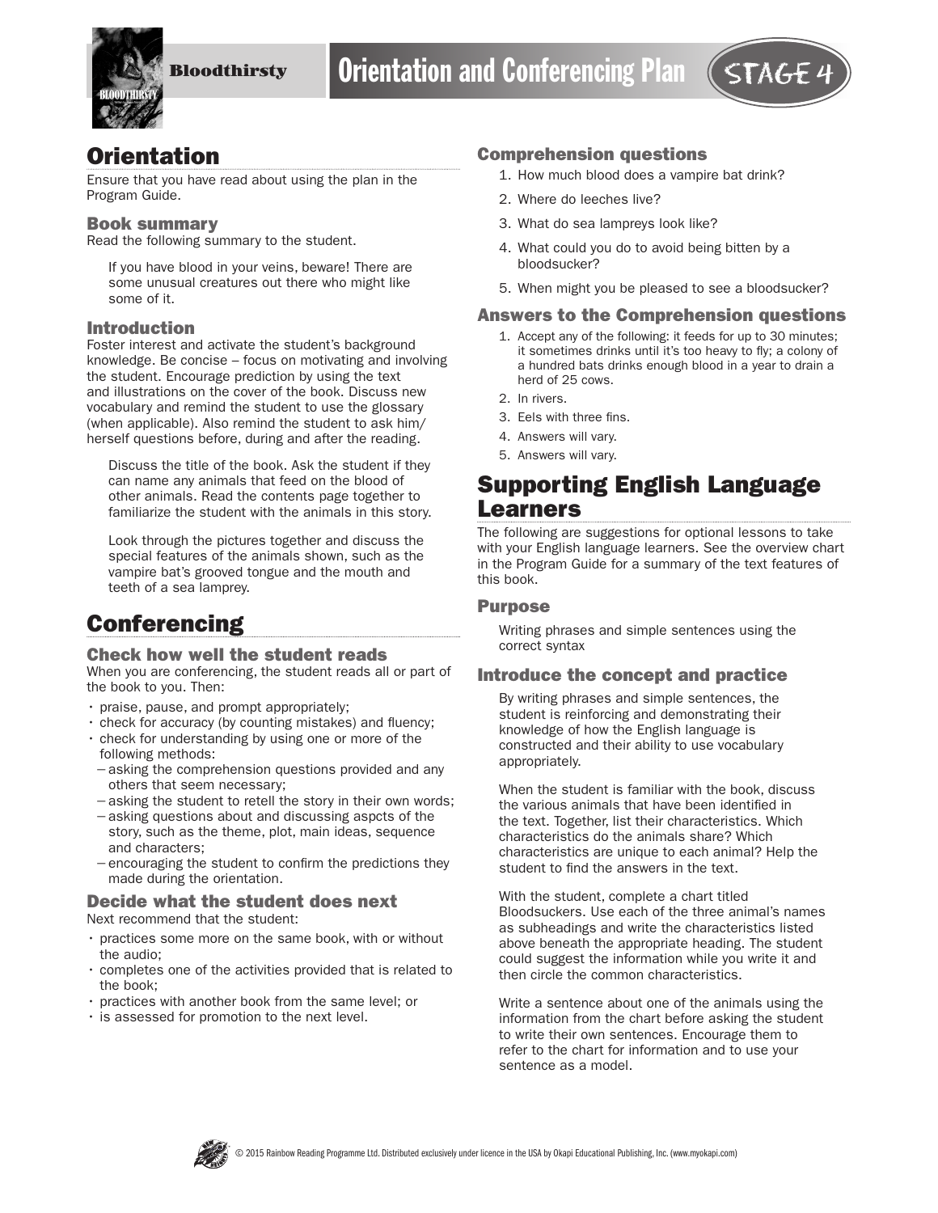**Bloodthirsty**

# Orientation and Conferencing Plan

STAGE 4

## Orientation

Ensure that you have read about using the plan in the Program Guide.

### Book summary

Read the following summary to the student.

> If you have blood in your veins, beware! There are some unusual creatures out there who might like some of it.

### Introduction

Foster interest and activate the student's background knowledge. Be concise – focus on motivating and involving the student. Encourage prediction by using the text and illustrations on the cover of the book. Discuss new vocabulary and remind the student to use the glossary (when applicable). Also remind the student to ask him/herself questions before, during and after the reading.

> Discuss the title of the book. Ask the student if they can name any animals that feed on the blood of other animals. Read the contents page together to familiarize the student with the animals in this story.
>
> Look through the pictures together and discuss the special features of the animals shown, such as the vampire bat's grooved tongue and the mouth and teeth of a sea lamprey.

## Conferencing

### Check how well the student reads

When you are conferencing, the student reads all or part of the book to you. Then:

- praise, pause, and prompt appropriately;
- check for accuracy (by counting mistakes) and fluency;
- check for understanding by using one or more of the following methods:
  - asking the comprehension questions provided and any others that seem necessary;
  - asking the student to retell the story in their own words;
  - asking questions about and discussing aspcts of the story, such as the theme, plot, main ideas, sequence and characters;
  - encouraging the student to confirm the predictions they made during the orientation.

### Decide what the student does next

Next recommend that the student:

- practices some more on the same book, with or without the audio;
- completes one of the activities provided that is related to the book;
- practices with another book from the same level; or
- is assessed for promotion to the next level.

### Comprehension questions

1. How much blood does a vampire bat drink?
2. Where do leeches live?
3. What do sea lampreys look like?
4. What could you do to avoid being bitten by a bloodsucker?
5. When might you be pleased to see a bloodsucker?

### Answers to the Comprehension questions

1. Accept any of the following: it feeds for up to 30 minutes; it sometimes drinks until it's too heavy to fly; a colony of a hundred bats drinks enough blood in a year to drain a herd of 25 cows.
2. In rivers.
3. Eels with three fins.
4. Answers will vary.
5. Answers will vary.

## Supporting English Language Learners

The following are suggestions for optional lessons to take with your English language learners. See the overview chart in the Program Guide for a summary of the text features of this book.

### Purpose

> Writing phrases and simple sentences using the correct syntax

### Introduce the concept and practice

> By writing phrases and simple sentences, the student is reinforcing and demonstrating their knowledge of how the English language is constructed and their ability to use vocabulary appropriately.
>
> When the student is familiar with the book, discuss the various animals that have been identified in the text. Together, list their characteristics. Which characteristics do the animals share? Which characteristics are unique to each animal? Help the student to find the answers in the text.
>
> With the student, complete a chart titled Bloodsuckers. Use each of the three animal's names as subheadings and write the characteristics listed above beneath the appropriate heading. The student could suggest the information while you write it and then circle the common characteristics.
>
> Write a sentence about one of the animals using the information from the chart before asking the student to write their own sentences. Encourage them to refer to the chart for information and to use your sentence as a model.

© 2015 Rainbow Reading Programme Ltd. Distributed exclusively under licence in the USA by Okapi Educational Publishing, Inc. (www.myokapi.com)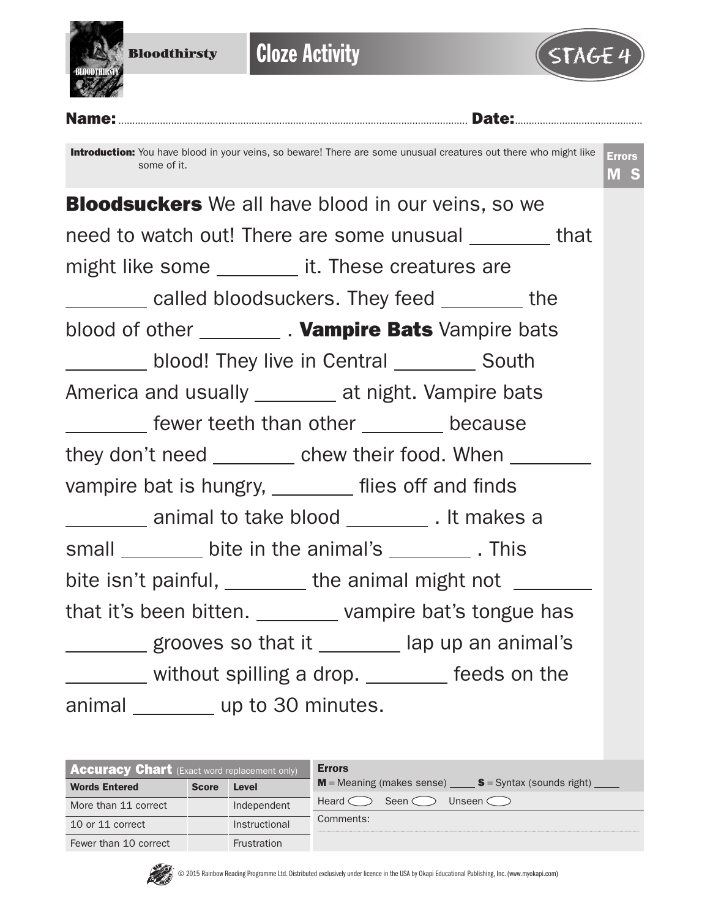**Bloodthirsty** | **Cloze Activity** | STAGE 4

**Name:** ........................................................................ **Date:** ....................................

**Introduction:** You have blood in your veins, so beware! There are some unusual creatures out there who might like some of it.

Errors
M S

**Bloodsuckers** We all have blood in our veins, so we need to watch out! There are some unusual ________ that might like some ________ it. These creatures are ________ called bloodsuckers. They feed ________ the blood of other ________ . **Vampire Bats** Vampire bats ________ blood! They live in Central ________ South America and usually ________ at night. Vampire bats ________ fewer teeth than other ________ because they don't need ________ chew their food. When ________ vampire bat is hungry, ________ flies off and finds ________ animal to take blood ________ . It makes a small ________ bite in the animal's ________ . This bite isn't painful, ________ the animal might not ________ that it's been bitten. ________ vampire bat's tongue has ________ grooves so that it ________ lap up an animal's ________ without spilling a drop. ________ feeds on the animal ________ up to 30 minutes.

| **Accuracy Chart** (Exact word replacement only) | | |
|---|---|---|
| **Words Entered** | **Score** | **Level** |
| More than 11 correct | | Independent |
| 10 or 11 correct | | Instructional |
| Fewer than 10 correct | | Frustration |

**Errors**
**M** = Meaning (makes sense) ____ **S** = Syntax (sounds right) ____

Heard ◯ Seen ◯ Unseen ◯

Comments:

© 2015 Rainbow Reading Programme Ltd. Distributed exclusively under licence in the USA by Okapi Educational Publishing, Inc. (www.myokapi.com)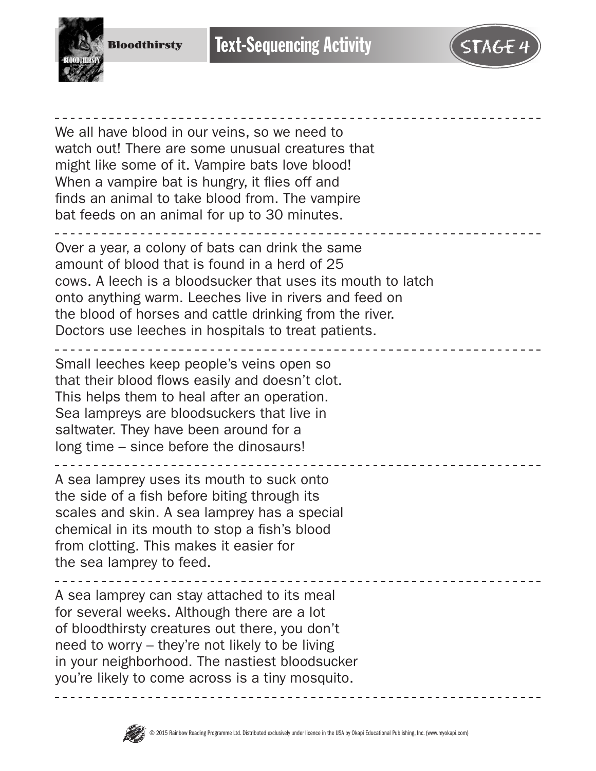We all have blood in our veins, so we need to watch out! There are some unusual creatures that might like some of it. Vampire bats love blood! When a vampire bat is hungry, it flies off and finds an animal to take blood from. The vampire bat feeds on an animal for up to 30 minutes.

---

Over a year, a colony of bats can drink the same amount of blood that is found in a herd of 25 cows. A leech is a bloodsucker that uses its mouth to latch onto anything warm. Leeches live in rivers and feed on the blood of horses and cattle drinking from the river. Doctors use leeches in hospitals to treat patients.

---

Small leeches keep people's veins open so that their blood flows easily and doesn't clot. This helps them to heal after an operation. Sea lampreys are bloodsuckers that live in saltwater. They have been around for a long time – since before the dinosaurs!

---

A sea lamprey uses its mouth to suck onto the side of a fish before biting through its scales and skin. A sea lamprey has a special chemical in its mouth to stop a fish's blood from clotting. This makes it easier for the sea lamprey to feed.

---

A sea lamprey can stay attached to its meal for several weeks. Although there are a lot of bloodthirsty creatures out there, you don't need to worry – they're not likely to be living in your neighborhood. The nastiest bloodsucker you're likely to come across is a tiny mosquito.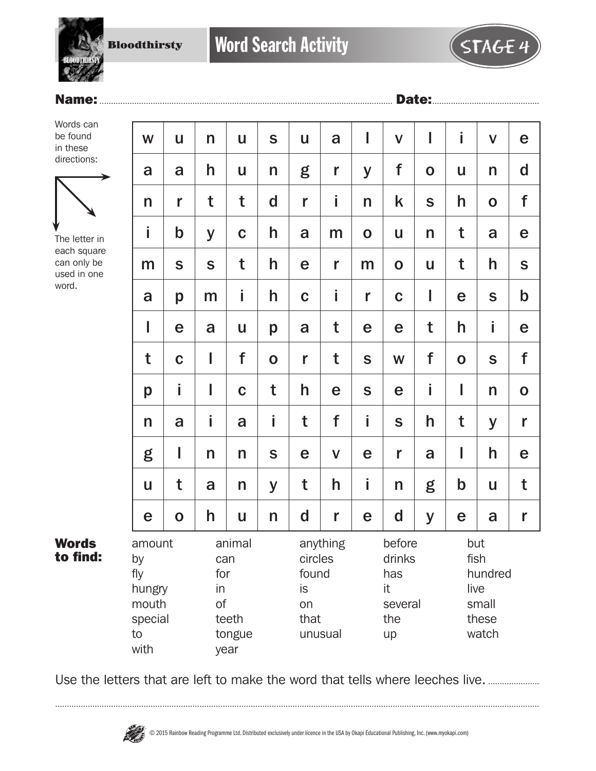Bloodthirsty

# Word Search Activity

STAGE 4

**Name:** .................................................................................................................... **Date:**..............................................

Words can be found in these directions: → ↘ ↓

The letter in each square can only be used in one word.

| | | | | | | | | | | | | |
|---|---|---|---|---|---|---|---|---|---|---|---|---|
| w | u | n | u | s | u | a | l | v | l | i | v | e |
| a | a | h | u | n | g | r | y | f | o | u | n | d |
| n | r | t | t | d | r | i | n | k | s | h | o | f |
| i | b | y | c | h | a | m | o | u | n | t | a | e |
| m | s | s | t | h | e | r | m | o | u | t | h | s |
| a | p | m | i | h | c | i | r | c | l | e | s | b |
| l | e | a | u | p | a | t | e | e | t | h | i | e |
| t | c | l | f | o | r | t | s | w | f | o | s | f |
| p | i | l | c | t | h | e | s | e | i | l | n | o |
| n | a | i | a | i | t | f | i | s | h | t | y | r |
| g | l | n | n | s | e | v | e | r | a | l | h | e |
| u | t | a | n | y | t | h | i | n | g | b | u | t |
| e | o | h | u | n | d | r | e | d | y | e | a | r |

**Words to find:**

| | | | | |
|---|---|---|---|---|
| amount | animal | anything | before | but |
| by | can | circles | drinks | fish |
| fly | for | found | has | hundred |
| hungry | in | is | it | live |
| mouth | of | on | several | small |
| special | teeth | that | the | these |
| to | tongue | unusual | up | watch |
| with | year | | | |

Use the letters that are left to make the word that tells where leeches live. ......................

..........................................................................................................................................................................................................

© 2015 Rainbow Reading Programme Ltd. Distributed exclusively under licence in the USA by Okapi Educational Publishing, Inc. (www.myokapi.com)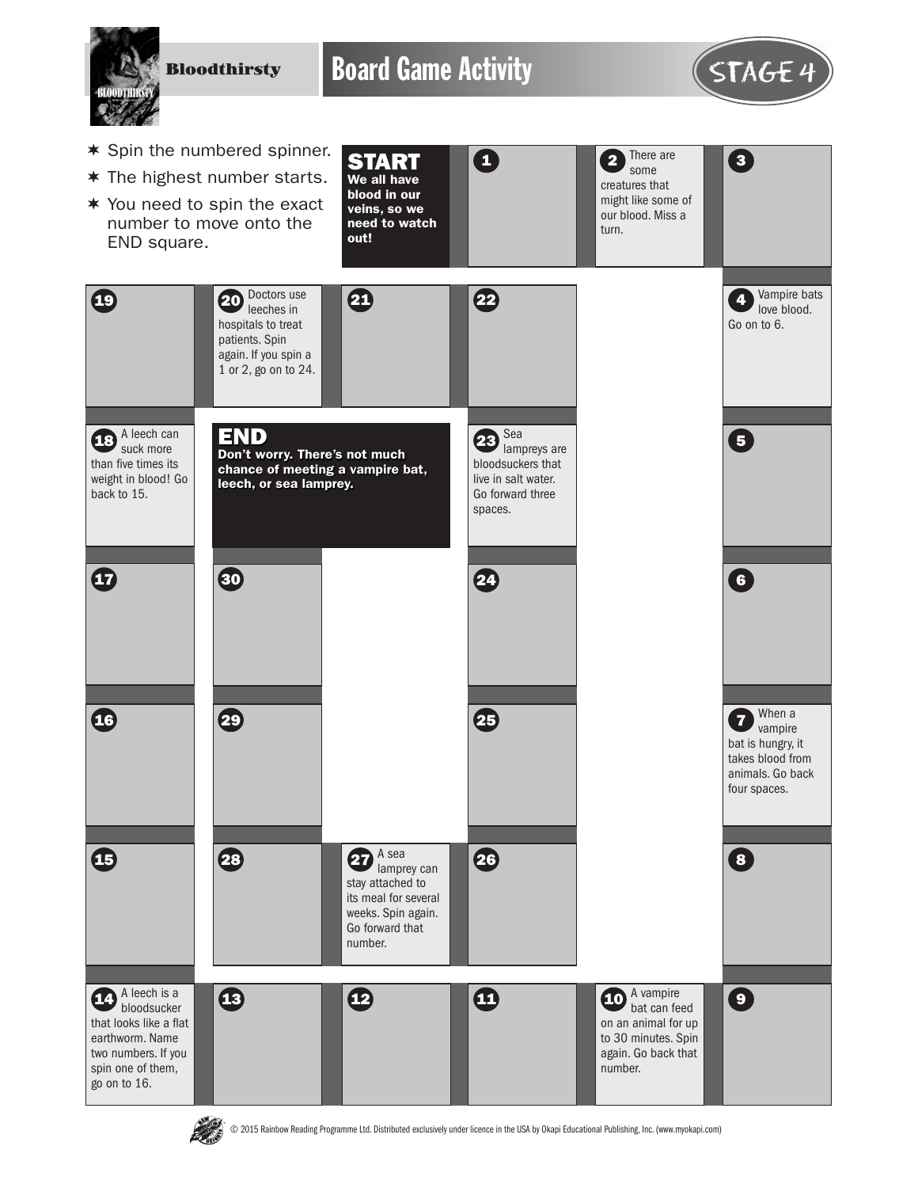# Bloodthirsty

## Board Game Activity

STAGE 4

- Spin the numbered spinner.
- The highest number starts.
- You need to spin the exact number to move onto the END square.

**START** **We all have blood in our veins, so we need to watch out!**

**1**

**2** There are some creatures that might like some of our blood. Miss a turn.

**3**

**4** Vampire bats love blood. Go on to 6.

**5**

**6**

**7** When a vampire bat is hungry, it takes blood from animals. Go back four spaces.

**8**

**9**

**10** A vampire bat can feed on an animal for up to 30 minutes. Spin again. Go back that number.

**11**

**12**

**13**

**14** A leech is a bloodsucker that looks like a flat earthworm. Name two numbers. If you spin one of them, go on to 16.

**15**

**16**

**17**

**18** A leech can suck more than five times its weight in blood! Go back to 15.

**19**

**20** Doctors use leeches in hospitals to treat patients. Spin again. If you spin a 1 or 2, go on to 24.

**21**

**22**

**23** Sea lampreys are bloodsuckers that live in salt water. Go forward three spaces.

**24**

**25**

**26**

**27** A sea lamprey can stay attached to its meal for several weeks. Spin again. Go forward that number.

**28**

**29**

**30**

**END** **Don't worry. There's not much chance of meeting a vampire bat, leech, or sea lamprey.**

© 2015 Rainbow Reading Programme Ltd. Distributed exclusively under licence in the USA by Okapi Educational Publishing, Inc. (www.myokapi.com)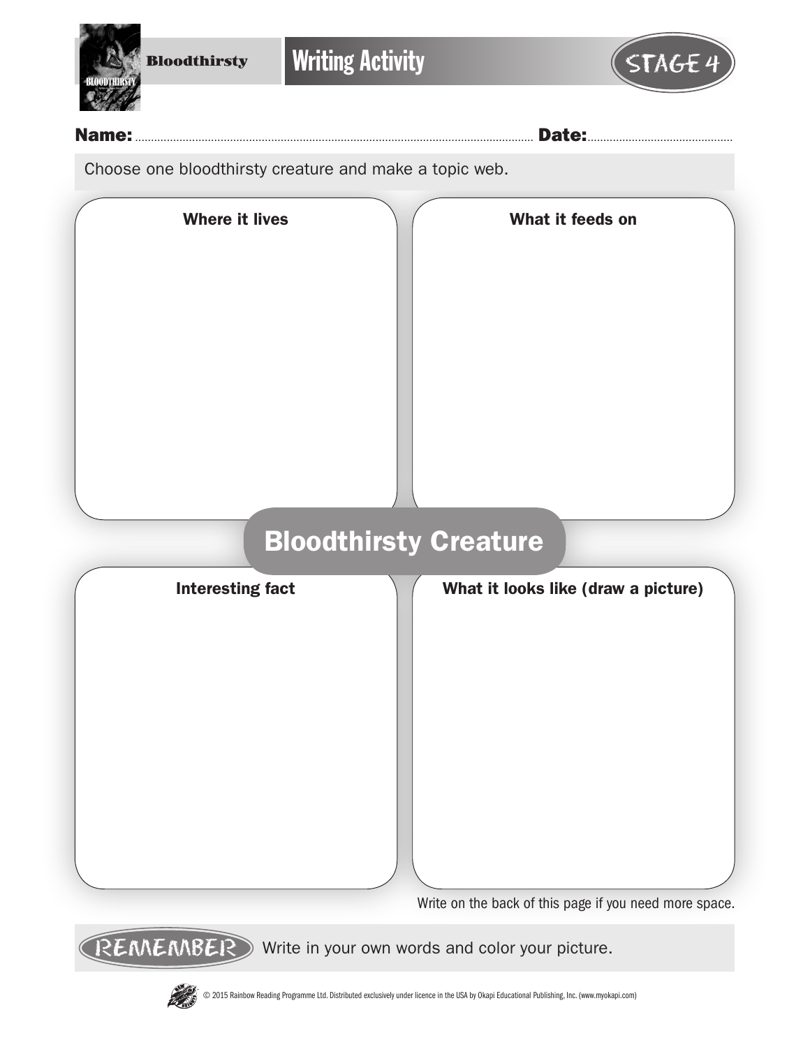**Bloodthirsty**

# Writing Activity

STAGE 4

**Name:** ........................................................................ **Date:** ..........................................

Choose one bloodthirsty creature and make a topic web.

**Where it lives**

**What it feeds on**

## Bloodthirsty Creature

**Interesting fact**

**What it looks like (draw a picture)**

Write on the back of this page if you need more space.

REMEMBER Write in your own words and color your picture.

© 2015 Rainbow Reading Programme Ltd. Distributed exclusively under licence in the USA by Okapi Educational Publishing, Inc. (www.myokapi.com)